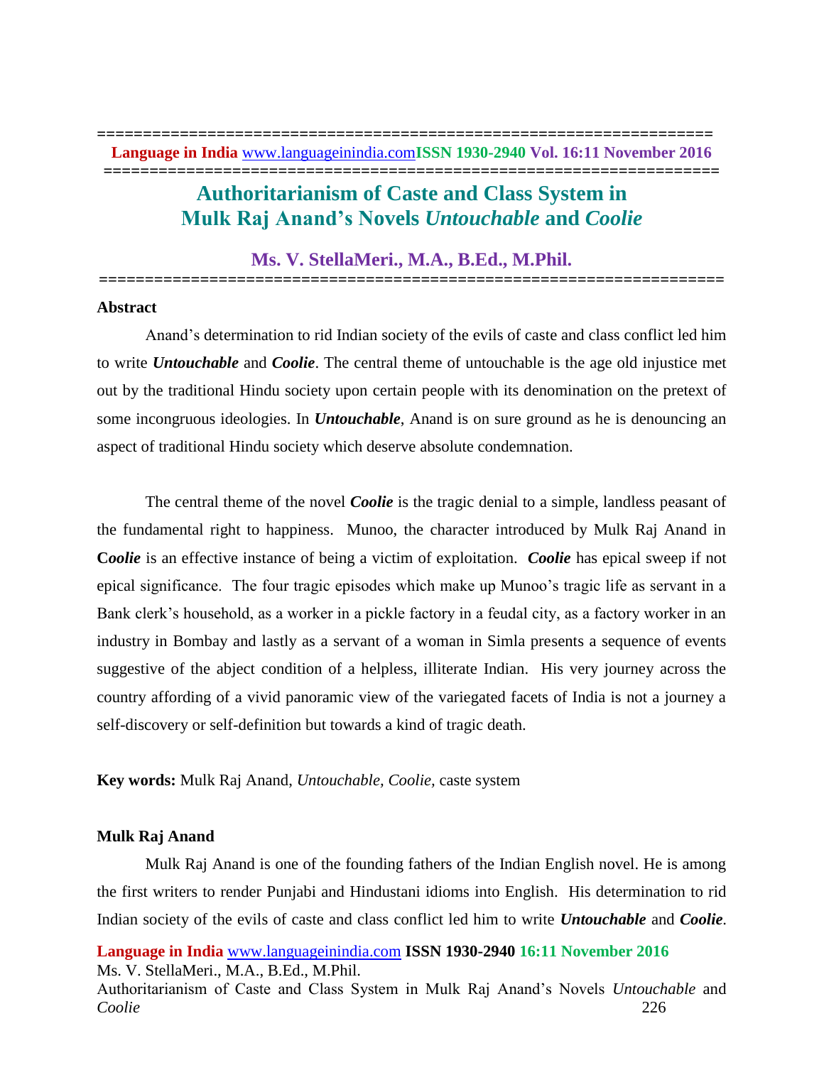# Authoritarianism of Caste and Class System in Mulk Raj Anand's Novels *Untouchable* and *Coolie*

## Ms. V. StellaMeri., M.A., B.Ed., M.Phil.

### Abstract

Anand's determination to rid Indian society of the evils of caste and class conflict led him to write ***Untouchable*** and ***Coolie***. The central theme of untouchable is the age old injustice met out by the traditional Hindu society upon certain people with its denomination on the pretext of some incongruous ideologies. In ***Untouchable***, Anand is on sure ground as he is denouncing an aspect of traditional Hindu society which deserve absolute condemnation.

The central theme of the novel ***Coolie*** is the tragic denial to a simple, landless peasant of the fundamental right to happiness. Munoo, the character introduced by Mulk Raj Anand in **C*oolie*** is an effective instance of being a victim of exploitation. ***Coolie*** has epical sweep if not epical significance. The four tragic episodes which make up Munoo's tragic life as servant in a Bank clerk's household, as a worker in a pickle factory in a feudal city, as a factory worker in an industry in Bombay and lastly as a servant of a woman in Simla presents a sequence of events suggestive of the abject condition of a helpless, illiterate Indian. His very journey across the country affording of a vivid panoramic view of the variegated facets of India is not a journey a self-discovery or self-definition but towards a kind of tragic death.

**Key words:** Mulk Raj Anand, *Untouchable, Coolie,* caste system

### Mulk Raj Anand

Mulk Raj Anand is one of the founding fathers of the Indian English novel. He is among the first writers to render Punjabi and Hindustani idioms into English. His determination to rid Indian society of the evils of caste and class conflict led him to write ***Untouchable*** and ***Coolie***.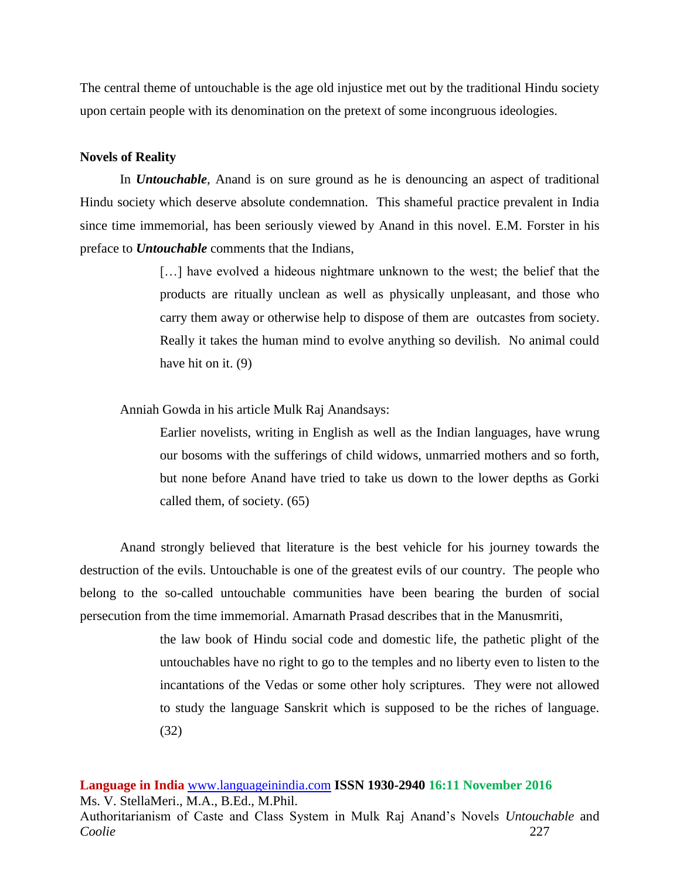The central theme of untouchable is the age old injustice met out by the traditional Hindu society upon certain people with its denomination on the pretext of some incongruous ideologies.

**Novels of Reality**

In ***Untouchable***, Anand is on sure ground as he is denouncing an aspect of traditional Hindu society which deserve absolute condemnation. This shameful practice prevalent in India since time immemorial, has been seriously viewed by Anand in this novel. E.M. Forster in his preface to ***Untouchable*** comments that the Indians,

> […] have evolved a hideous nightmare unknown to the west; the belief that the products are ritually unclean as well as physically unpleasant, and those who carry them away or otherwise help to dispose of them are outcastes from society. Really it takes the human mind to evolve anything so devilish. No animal could have hit on it. (9)

Anniah Gowda in his article Mulk Raj Anandsays:

> Earlier novelists, writing in English as well as the Indian languages, have wrung our bosoms with the sufferings of child widows, unmarried mothers and so forth, but none before Anand have tried to take us down to the lower depths as Gorki called them, of society. (65)

Anand strongly believed that literature is the best vehicle for his journey towards the destruction of the evils. Untouchable is one of the greatest evils of our country. The people who belong to the so-called untouchable communities have been bearing the burden of social persecution from the time immemorial. Amarnath Prasad describes that in the Manusmriti,

> the law book of Hindu social code and domestic life, the pathetic plight of the untouchables have no right to go to the temples and no liberty even to listen to the incantations of the Vedas or some other holy scriptures. They were not allowed to study the language Sanskrit which is supposed to be the riches of language. (32)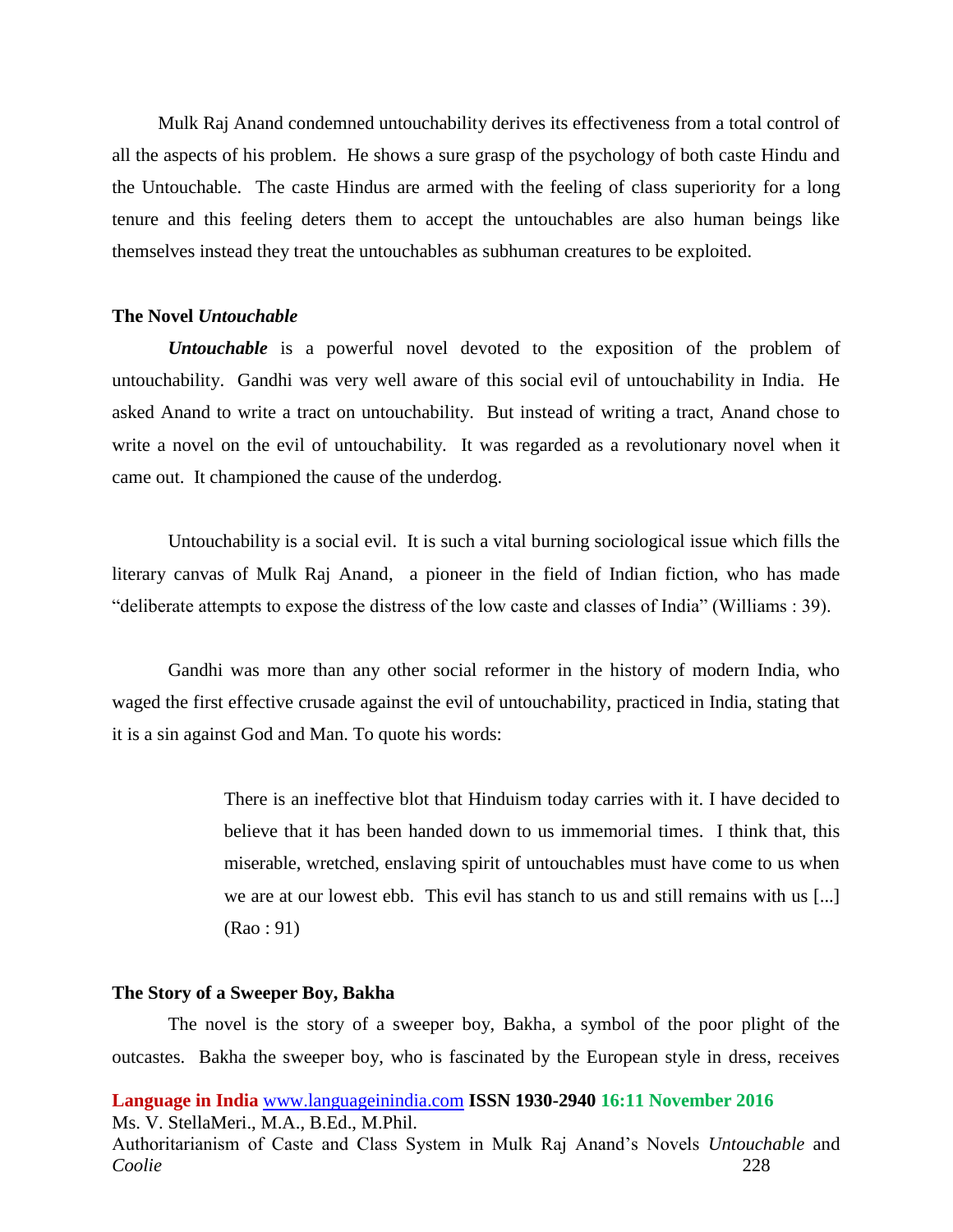Mulk Raj Anand condemned untouchability derives its effectiveness from a total control of all the aspects of his problem. He shows a sure grasp of the psychology of both caste Hindu and the Untouchable. The caste Hindus are armed with the feeling of class superiority for a long tenure and this feeling deters them to accept the untouchables are also human beings like themselves instead they treat the untouchables as subhuman creatures to be exploited.

### The Novel *Untouchable*

***Untouchable*** is a powerful novel devoted to the exposition of the problem of untouchability. Gandhi was very well aware of this social evil of untouchability in India. He asked Anand to write a tract on untouchability. But instead of writing a tract, Anand chose to write a novel on the evil of untouchability. It was regarded as a revolutionary novel when it came out. It championed the cause of the underdog.

Untouchability is a social evil. It is such a vital burning sociological issue which fills the literary canvas of Mulk Raj Anand, a pioneer in the field of Indian fiction, who has made "deliberate attempts to expose the distress of the low caste and classes of India" (Williams : 39).

Gandhi was more than any other social reformer in the history of modern India, who waged the first effective crusade against the evil of untouchability, practiced in India, stating that it is a sin against God and Man. To quote his words:

> There is an ineffective blot that Hinduism today carries with it. I have decided to believe that it has been handed down to us immemorial times. I think that, this miserable, wretched, enslaving spirit of untouchables must have come to us when we are at our lowest ebb. This evil has stanch to us and still remains with us [...] (Rao : 91)

### The Story of a Sweeper Boy, Bakha

The novel is the story of a sweeper boy, Bakha, a symbol of the poor plight of the outcastes. Bakha the sweeper boy, who is fascinated by the European style in dress, receives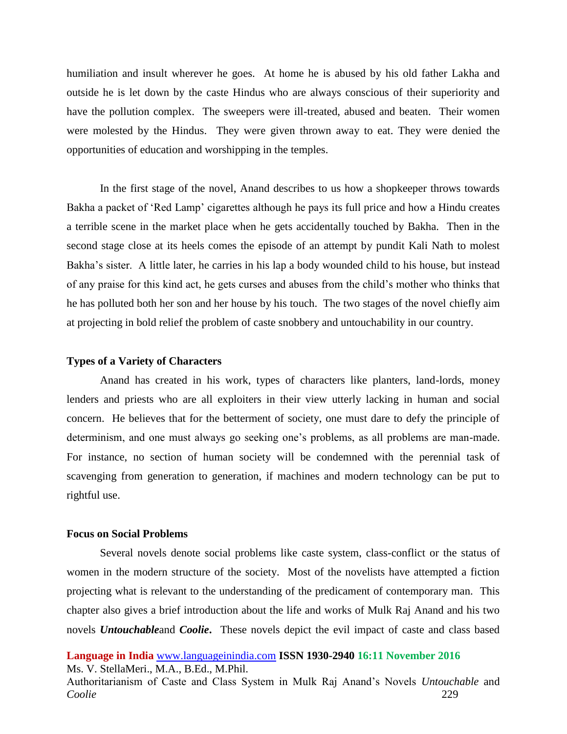humiliation and insult wherever he goes. At home he is abused by his old father Lakha and outside he is let down by the caste Hindus who are always conscious of their superiority and have the pollution complex. The sweepers were ill-treated, abused and beaten. Their women were molested by the Hindus. They were given thrown away to eat. They were denied the opportunities of education and worshipping in the temples.

In the first stage of the novel, Anand describes to us how a shopkeeper throws towards Bakha a packet of 'Red Lamp' cigarettes although he pays its full price and how a Hindu creates a terrible scene in the market place when he gets accidentally touched by Bakha. Then in the second stage close at its heels comes the episode of an attempt by pundit Kali Nath to molest Bakha's sister. A little later, he carries in his lap a body wounded child to his house, but instead of any praise for this kind act, he gets curses and abuses from the child's mother who thinks that he has polluted both her son and her house by his touch. The two stages of the novel chiefly aim at projecting in bold relief the problem of caste snobbery and untouchability in our country.

**Types of a Variety of Characters**

Anand has created in his work, types of characters like planters, land-lords, money lenders and priests who are all exploiters in their view utterly lacking in human and social concern. He believes that for the betterment of society, one must dare to defy the principle of determinism, and one must always go seeking one's problems, as all problems are man-made. For instance, no section of human society will be condemned with the perennial task of scavenging from generation to generation, if machines and modern technology can be put to rightful use.

**Focus on Social Problems**

Several novels denote social problems like caste system, class-conflict or the status of women in the modern structure of the society. Most of the novelists have attempted a fiction projecting what is relevant to the understanding of the predicament of contemporary man. This chapter also gives a brief introduction about the life and works of Mulk Raj Anand and his two novels ***Untouchable***and ***Coolie***. These novels depict the evil impact of caste and class based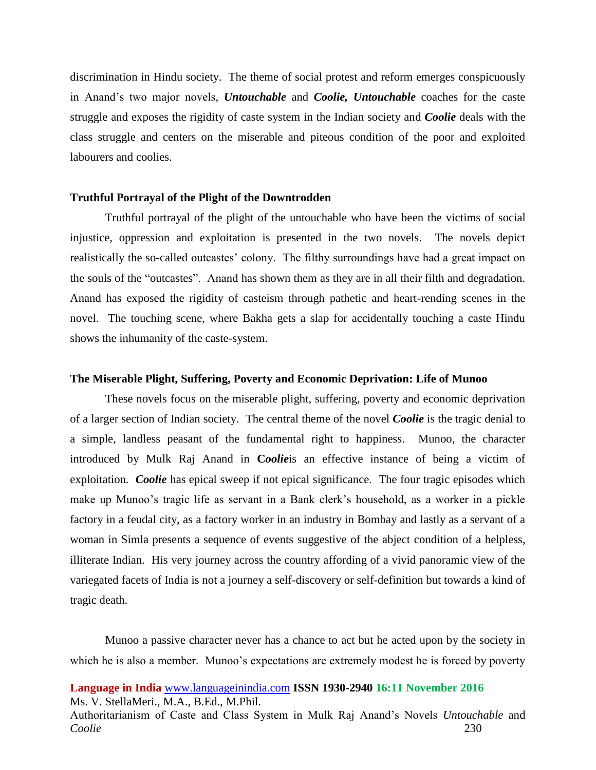discrimination in Hindu society. The theme of social protest and reform emerges conspicuously in Anand's two major novels, ***Untouchable*** and ***Coolie, Untouchable*** coaches for the caste struggle and exposes the rigidity of caste system in the Indian society and ***Coolie*** deals with the class struggle and centers on the miserable and piteous condition of the poor and exploited labourers and coolies.

### Truthful Portrayal of the Plight of the Downtrodden

Truthful portrayal of the plight of the untouchable who have been the victims of social injustice, oppression and exploitation is presented in the two novels. The novels depict realistically the so-called outcastes' colony. The filthy surroundings have had a great impact on the souls of the "outcastes". Anand has shown them as they are in all their filth and degradation. Anand has exposed the rigidity of casteism through pathetic and heart-rending scenes in the novel. The touching scene, where Bakha gets a slap for accidentally touching a caste Hindu shows the inhumanity of the caste-system.

### The Miserable Plight, Suffering, Poverty and Economic Deprivation: Life of Munoo

These novels focus on the miserable plight, suffering, poverty and economic deprivation of a larger section of Indian society. The central theme of the novel ***Coolie*** is the tragic denial to a simple, landless peasant of the fundamental right to happiness. Munoo, the character introduced by Mulk Raj Anand in ***Coolie***is an effective instance of being a victim of exploitation. ***Coolie*** has epical sweep if not epical significance. The four tragic episodes which make up Munoo's tragic life as servant in a Bank clerk's household, as a worker in a pickle factory in a feudal city, as a factory worker in an industry in Bombay and lastly as a servant of a woman in Simla presents a sequence of events suggestive of the abject condition of a helpless, illiterate Indian. His very journey across the country affording of a vivid panoramic view of the variegated facets of India is not a journey a self-discovery or self-definition but towards a kind of tragic death.

Munoo a passive character never has a chance to act but he acted upon by the society in which he is also a member. Munoo's expectations are extremely modest he is forced by poverty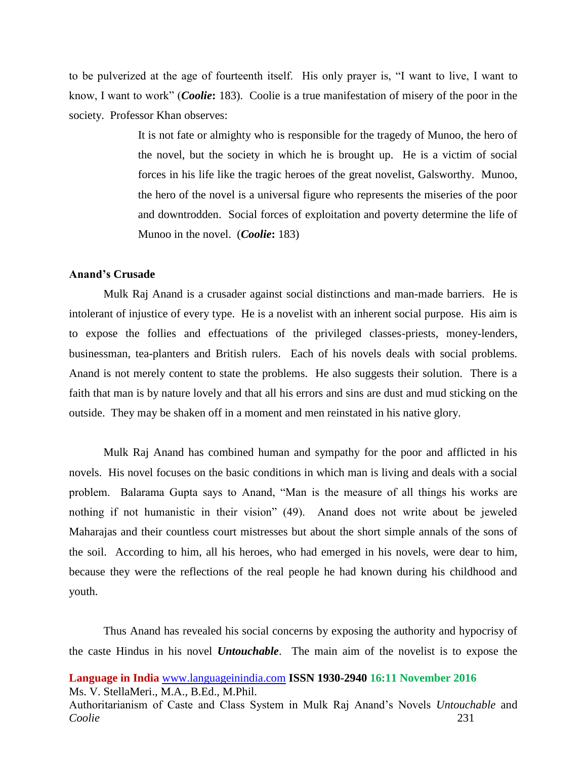to be pulverized at the age of fourteenth itself. His only prayer is, "I want to live, I want to know, I want to work" (***Coolie*****:** 183). Coolie is a true manifestation of misery of the poor in the society. Professor Khan observes:

> It is not fate or almighty who is responsible for the tragedy of Munoo, the hero of the novel, but the society in which he is brought up. He is a victim of social forces in his life like the tragic heroes of the great novelist, Galsworthy. Munoo, the hero of the novel is a universal figure who represents the miseries of the poor and downtrodden. Social forces of exploitation and poverty determine the life of Munoo in the novel. (***Coolie*****:** 183)

**Anand's Crusade**

Mulk Raj Anand is a crusader against social distinctions and man-made barriers. He is intolerant of injustice of every type. He is a novelist with an inherent social purpose. His aim is to expose the follies and effectuations of the privileged classes-priests, money-lenders, businessman, tea-planters and British rulers. Each of his novels deals with social problems. Anand is not merely content to state the problems. He also suggests their solution. There is a faith that man is by nature lovely and that all his errors and sins are dust and mud sticking on the outside. They may be shaken off in a moment and men reinstated in his native glory.

Mulk Raj Anand has combined human and sympathy for the poor and afflicted in his novels. His novel focuses on the basic conditions in which man is living and deals with a social problem. Balarama Gupta says to Anand, "Man is the measure of all things his works are nothing if not humanistic in their vision" (49). Anand does not write about be jeweled Maharajas and their countless court mistresses but about the short simple annals of the sons of the soil. According to him, all his heroes, who had emerged in his novels, were dear to him, because they were the reflections of the real people he had known during his childhood and youth.

Thus Anand has revealed his social concerns by exposing the authority and hypocrisy of the caste Hindus in his novel ***Untouchable***. The main aim of the novelist is to expose the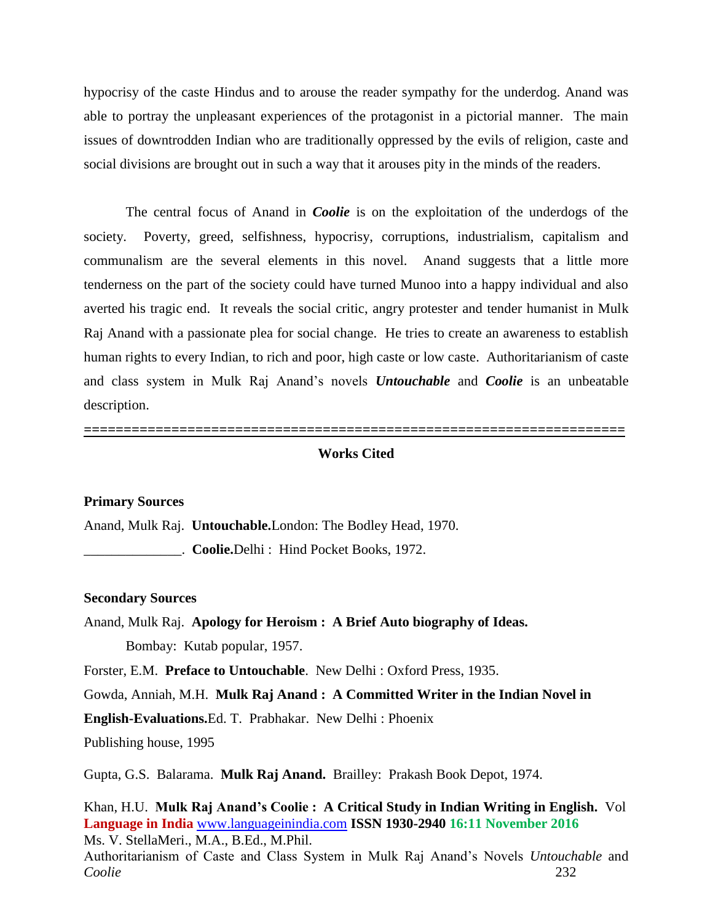hypocrisy of the caste Hindus and to arouse the reader sympathy for the underdog. Anand was able to portray the unpleasant experiences of the protagonist in a pictorial manner. The main issues of downtrodden Indian who are traditionally oppressed by the evils of religion, caste and social divisions are brought out in such a way that it arouses pity in the minds of the readers.

The central focus of Anand in ***Coolie*** is on the exploitation of the underdogs of the society. Poverty, greed, selfishness, hypocrisy, corruptions, industrialism, capitalism and communalism are the several elements in this novel. Anand suggests that a little more tenderness on the part of the society could have turned Munoo into a happy individual and also averted his tragic end. It reveals the social critic, angry protester and tender humanist in Mulk Raj Anand with a passionate plea for social change. He tries to create an awareness to establish human rights to every Indian, to rich and poor, high caste or low caste. Authoritarianism of caste and class system in Mulk Raj Anand's novels ***Untouchable*** and ***Coolie*** is an unbeatable description.

==================================================================

**Works Cited**

**Primary Sources**

Anand, Mulk Raj. **Untouchable.**London: The Bodley Head, 1970.

______________. **Coolie.**Delhi : Hind Pocket Books, 1972.

**Secondary Sources**

Anand, Mulk Raj. **Apology for Heroism : A Brief Auto biography of Ideas.** Bombay: Kutab popular, 1957.

Forster, E.M. **Preface to Untouchable**. New Delhi : Oxford Press, 1935.

Gowda, Anniah, M.H. **Mulk Raj Anand : A Committed Writer in the Indian Novel in English-Evaluations.**Ed. T. Prabhakar. New Delhi : Phoenix Publishing house, 1995

Gupta, G.S. Balarama. **Mulk Raj Anand.** Brailley: Prakash Book Depot, 1974.

Khan, H.U. **Mulk Raj Anand's Coolie : A Critical Study in Indian Writing in English.** Vol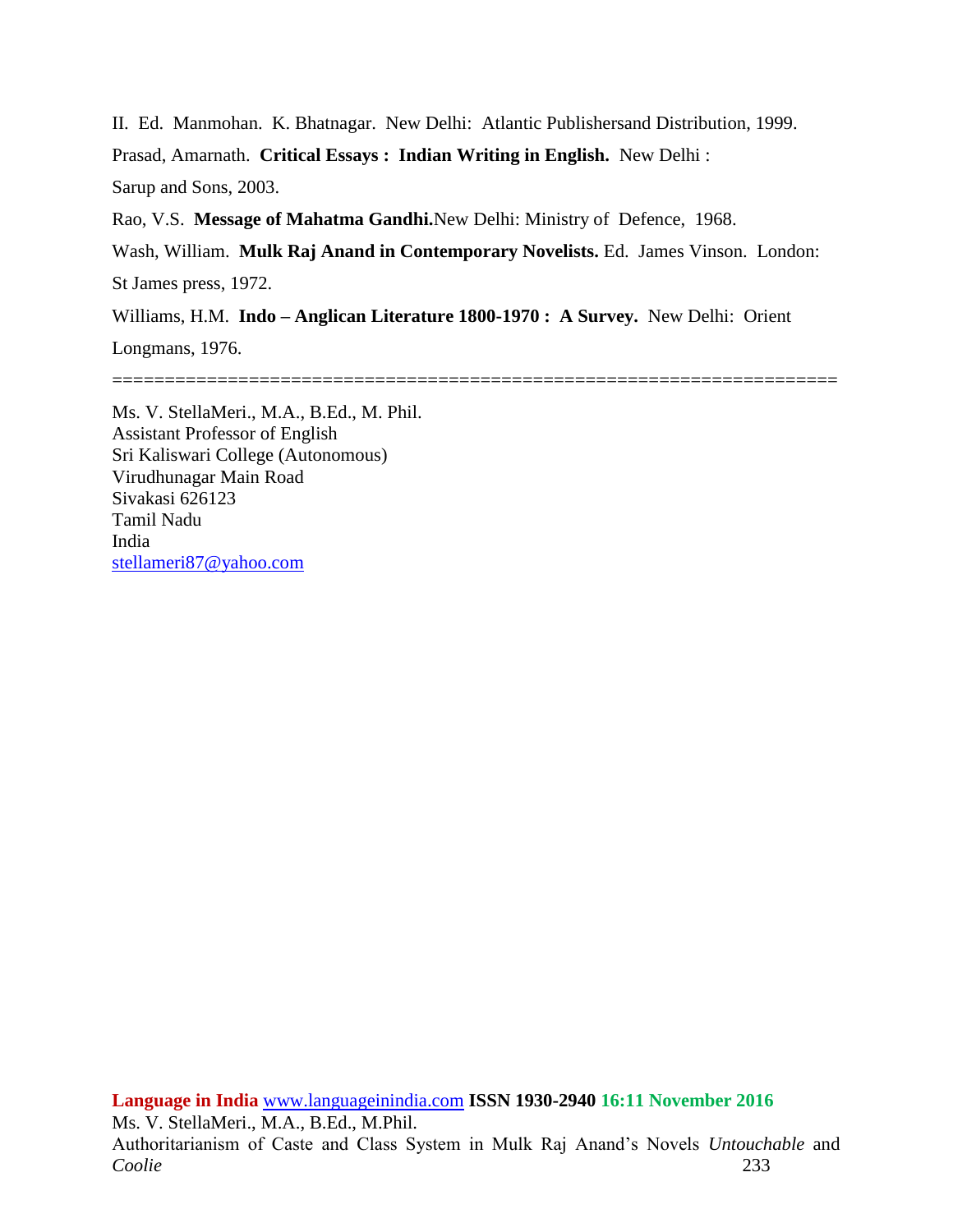II. Ed. Manmohan. K. Bhatnagar. New Delhi: Atlantic Publishersand Distribution, 1999.

Prasad, Amarnath. **Critical Essays : Indian Writing in English.** New Delhi : Sarup and Sons, 2003.

Rao, V.S. **Message of Mahatma Gandhi.**New Delhi: Ministry of Defence, 1968.

Wash, William. **Mulk Raj Anand in Contemporary Novelists.** Ed. James Vinson. London: St James press, 1972.

Williams, H.M. **Indo – Anglican Literature 1800-1970 : A Survey.** New Delhi: Orient Longmans, 1976.

====================================================================

Ms. V. StellaMeri., M.A., B.Ed., M. Phil.
Assistant Professor of English
Sri Kaliswari College (Autonomous)
Virudhunagar Main Road
Sivakasi 626123
Tamil Nadu
India
stellameri87@yahoo.com